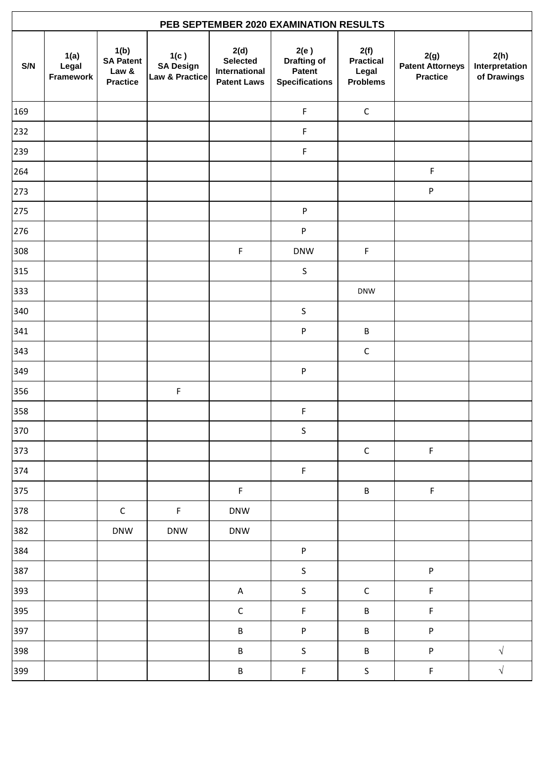| PEB SEPTEMBER 2020 EXAMINATION RESULTS | | | | | | | | |
|---|---|---|---|---|---|---|---|---|
| S/N | 1(a) Legal Framework | 1(b) SA Patent Law & Practice | 1(c ) SA Design Law & Practice | 2(d) Selected International Patent Laws | 2(e ) Drafting of Patent Specifications | 2(f) Practical Legal Problems | 2(g) Patent Attorneys Practice | 2(h) Interpretation of Drawings |
| 169 | | | | | F | C | | |
| 232 | | | | | F | | | |
| 239 | | | | | F | | | |
| 264 | | | | | | | F | |
| 273 | | | | | | | P | |
| 275 | | | | | P | | | |
| 276 | | | | | P | | | |
| 308 | | | | F | DNW | F | | |
| 315 | | | | | S | | | |
| 333 | | | | | | DNW | | |
| 340 | | | | | S | | | |
| 341 | | | | | P | B | | |
| 343 | | | | | | C | | |
| 349 | | | | | P | | | |
| 356 | | | F | | | | | |
| 358 | | | | | F | | | |
| 370 | | | | | S | | | |
| 373 | | | | | | C | F | |
| 374 | | | | | F | | | |
| 375 | | | | F | | B | F | |
| 378 | | C | F | DNW | | | | |
| 382 | | DNW | DNW | DNW | | | | |
| 384 | | | | | P | | | |
| 387 | | | | | S | | P | |
| 393 | | | | A | S | C | F | |
| 395 | | | | C | F | B | F | |
| 397 | | | | B | P | B | P | |
| 398 | | | | B | S | B | P | √ |
| 399 | | | | B | F | S | F | √ |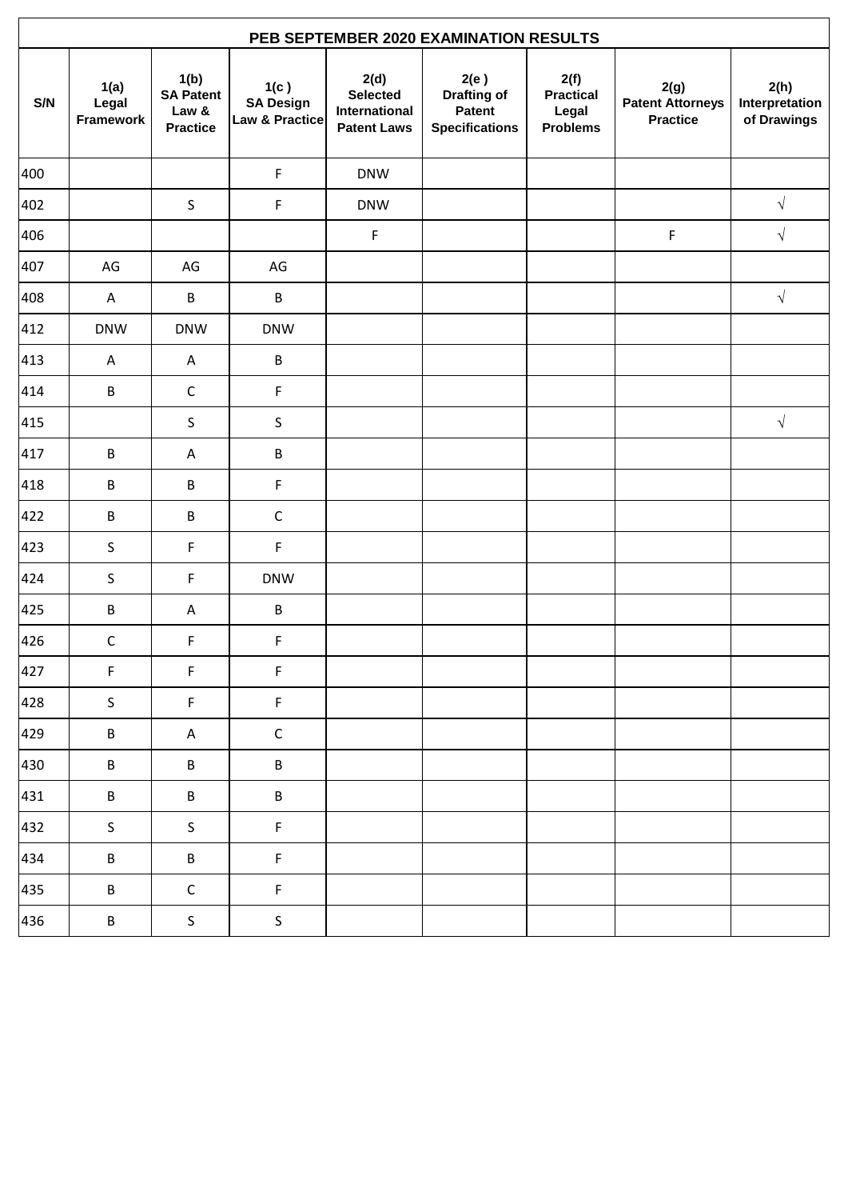| PEB SEPTEMBER 2020 EXAMINATION RESULTS | | | | | | | | |
|---|---|---|---|---|---|---|---|---|
| S/N | 1(a) Legal Framework | 1(b) SA Patent Law & Practice | 1(c ) SA Design Law & Practice | 2(d) Selected International Patent Laws | 2(e ) Drafting of Patent Specifications | 2(f) Practical Legal Problems | 2(g) Patent Attorneys Practice | 2(h) Interpretation of Drawings |
| 400 | | | F | DNW | | | | |
| 402 | | S | F | DNW | | | | √ |
| 406 | | | | F | | | F | √ |
| 407 | AG | AG | AG | | | | | |
| 408 | A | B | B | | | | | √ |
| 412 | DNW | DNW | DNW | | | | | |
| 413 | A | A | B | | | | | |
| 414 | B | C | F | | | | | |
| 415 | | S | S | | | | | √ |
| 417 | B | A | B | | | | | |
| 418 | B | B | F | | | | | |
| 422 | B | B | C | | | | | |
| 423 | S | F | F | | | | | |
| 424 | S | F | DNW | | | | | |
| 425 | B | A | B | | | | | |
| 426 | C | F | F | | | | | |
| 427 | F | F | F | | | | | |
| 428 | S | F | F | | | | | |
| 429 | B | A | C | | | | | |
| 430 | B | B | B | | | | | |
| 431 | B | B | B | | | | | |
| 432 | S | S | F | | | | | |
| 434 | B | B | F | | | | | |
| 435 | B | C | F | | | | | |
| 436 | B | S | S | | | | | |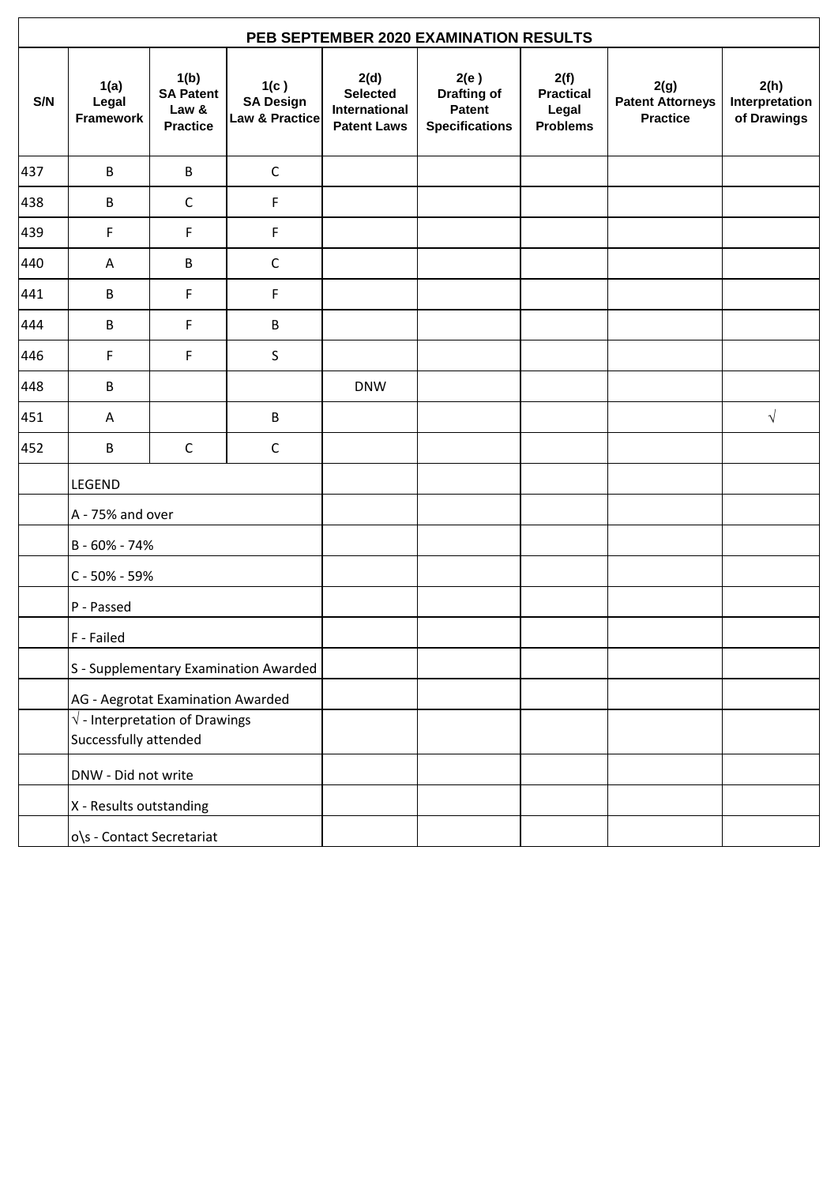| PEB SEPTEMBER 2020 EXAMINATION RESULTS | | | | | | | | |
|---|---|---|---|---|---|---|---|---|
| S/N | 1(a) Legal Framework | 1(b) SA Patent Law & Practice | 1(c ) SA Design Law & Practice | 2(d) Selected International Patent Laws | 2(e ) Drafting of Patent Specifications | 2(f) Practical Legal Problems | 2(g) Patent Attorneys Practice | 2(h) Interpretation of Drawings |
| 437 | B | B | C | | | | | |
| 438 | B | C | F | | | | | |
| 439 | F | F | F | | | | | |
| 440 | A | B | C | | | | | |
| 441 | B | F | F | | | | | |
| 444 | B | F | B | | | | | |
| 446 | F | F | S | | | | | |
| 448 | B | | | DNW | | | | |
| 451 | A | | B | | | | | √ |
| 452 | B | C | C | | | | | |
| | LEGEND | | | | | | | |
| | A - 75% and over | | | | | | | |
| | B - 60% - 74% | | | | | | | |
| | C - 50% - 59% | | | | | | | |
| | P - Passed | | | | | | | |
| | F - Failed | | | | | | | |
| | S - Supplementary Examination Awarded | | | | | | | |
| | AG - Aegrotat Examination Awarded | | | | | | | |
| | √ - Interpretation of Drawings Successfully attended | | | | | | | |
| | DNW - Did not write | | | | | | | |
| | X - Results outstanding | | | | | | | |
| | o\s - Contact Secretariat | | | | | | | |